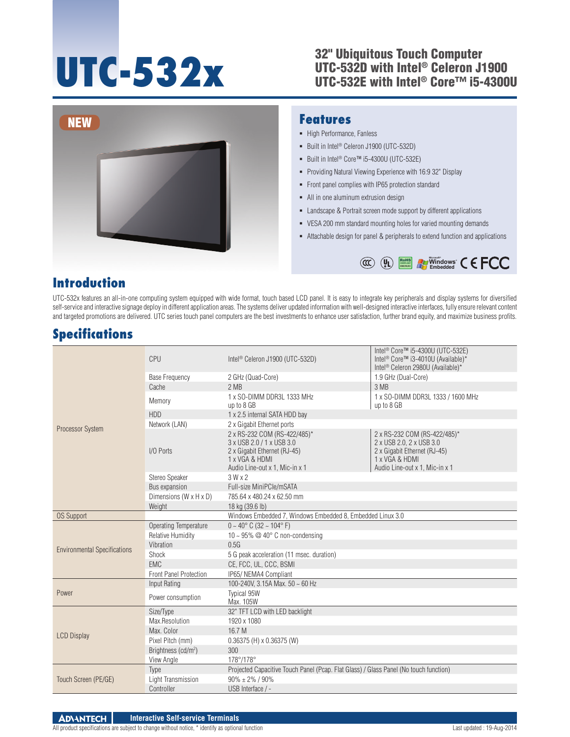# UTC-532x

## 32" Ubiquitous Touch Computer
## UTC-532D with Intel® Celeron J1900
## UTC-532E with Intel® Core™ i5-4300U

NEW

## Features

- High Performance, Fanless
- Built in Intel® Celeron J1900 (UTC-532D)
- Built in Intel® Core™ i5-4300U (UTC-532E)
- Providing Natural Viewing Experience with 16:9 32" Display
- Front panel complies with IP65 protection standard
- All in one aluminum extrusion design
- Landscape & Portrait screen mode support by different applications
- VESA 200 mm standard mounting holes for varied mounting demands
- Attachable design for panel & peripherals to extend function and applications

## Introduction

UTC-532x features an all-in-one computing system equipped with wide format, touch based LCD panel. It is easy to integrate key peripherals and display systems for diversified self-service and interactive signage deploy in different application areas. The systems deliver updated information with well-designed interactive interfaces, fully ensure relevant content and targeted promotions are delivered. UTC series touch panel computers are the best investments to enhance user satisfaction, further brand equity, and maximize business profits.

## Specifications

| | | | |
|---|---|---|---|
| Processor System | CPU | Intel® Celeron J1900 (UTC-532D) | Intel® Core™ i5-4300U (UTC-532E)<br>Intel® Core™ i3-4010U (Available)*<br>Intel® Celeron 2980U (Available)* |
| | Base Frequency | 2 GHz (Quad-Core) | 1.9 GHz (Dual-Core) |
| | Cache | 2 MB | 3 MB |
| | Memory | 1 x SO-DIMM DDR3L 1333 MHz<br>up to 8 GB | 1 x SO-DIMM DDR3L 1333 / 1600 MHz<br>up to 8 GB |
| | HDD | 1 x 2.5 internal SATA HDD bay | |
| | Network (LAN) | 2 x Gigabit Ethernet ports | |
| | I/O Ports | 2 x RS-232 COM (RS-422/485)*<br>3 x USB 2.0 / 1 x USB 3.0<br>2 x Gigabit Ethernet (RJ-45)<br>1 x VGA & HDMI<br>Audio Line-out x 1, Mic-in x 1 | 2 x RS-232 COM (RS-422/485)*<br>2 x USB 2.0, 2 x USB 3.0<br>2 x Gigabit Ethernet (RJ-45)<br>1 x VGA & HDMI<br>Audio Line-out x 1, Mic-in x 1 |
| | Stereo Speaker | 3 W x 2 | |
| | Bus expansion | Full-size MiniPCIe/mSATA | |
| | Dimensions (W x H x D) | 785.64 x 480.24 x 62.50 mm | |
| | Weight | 18 kg (39.6 lb) | |
| OS Support | | Windows Embedded 7, Windows Embedded 8, Embedded Linux 3.0 | |
| Environmental Specifications | Operating Temperature | 0 ~ 40° C (32 ~ 104° F) | |
| | Relative Humidity | 10 ~ 95% @ 40° C non-condensing | |
| | Vibration | 0.5G | |
| | Shock | 5 G peak acceleration (11 msec. duration) | |
| | EMC | CE, FCC, UL, CCC, BSMI | |
| | Front Panel Protection | IP65/ NEMA4 Compliant | |
| Power | Input Rating | 100-240V, 3.15A Max. 50 ~ 60 Hz | |
| | Power consumption | Typical 95W<br>Max. 105W | |
| LCD Display | Size/Type | 32" TFT LCD with LED backlight | |
| | Max.Resolution | 1920 x 1080 | |
| | Max. Color | 16.7 M | |
| | Pixel Pitch (mm) | 0.36375 (H) x 0.36375 (W) | |
| | Brightness (cd/m²) | 300 | |
| | View Angle | 178°/178° | |
| Touch Screen (PE/GE) | Type | Projected Capacitive Touch Panel (Pcap. Flat Glass) / Glass Panel (No touch function) | |
| | Light Transmission | 90% ± 2% / 90% | |
| | Controller | USB Interface / - | |

All product specifications are subject to change without notice, * identify as optional function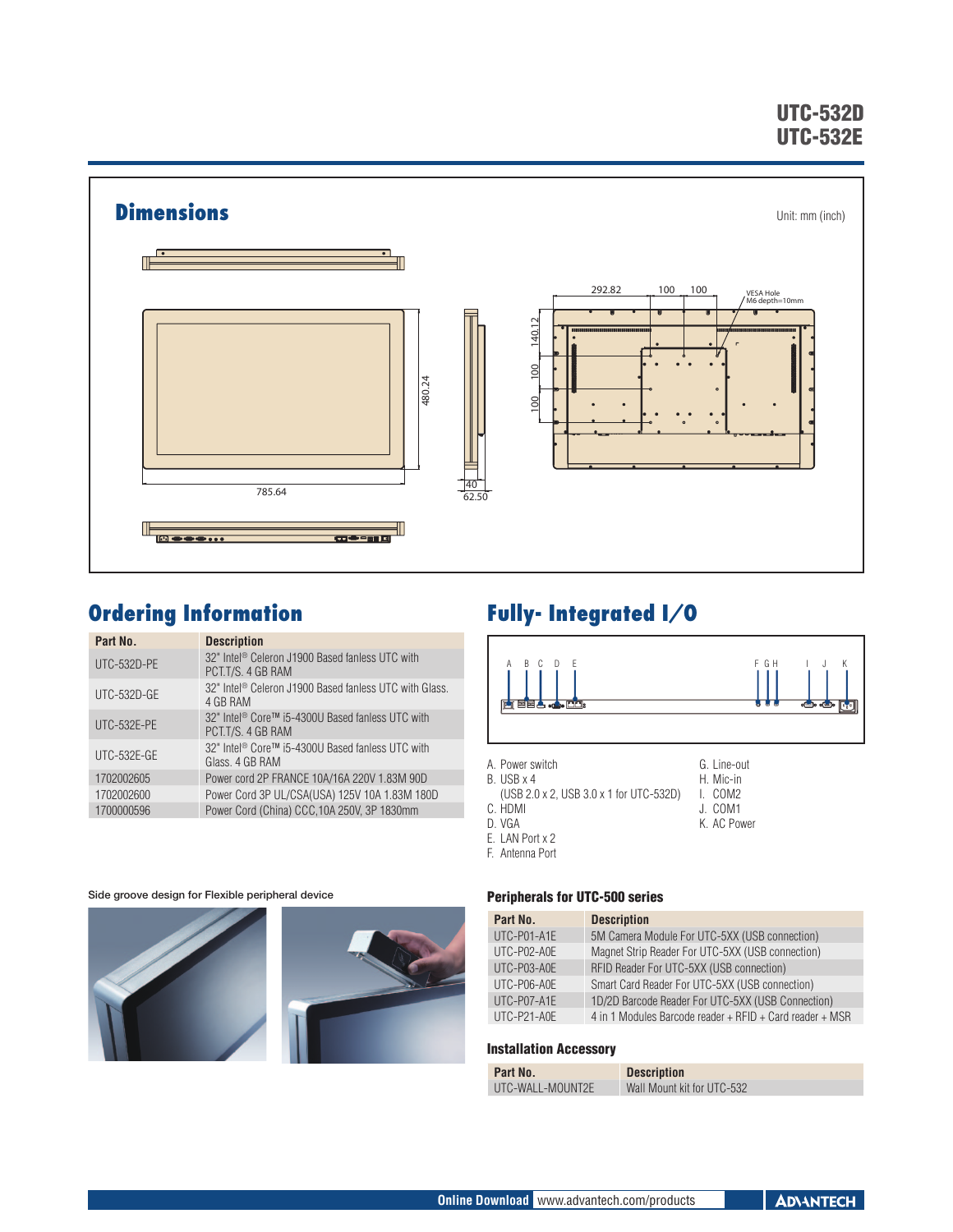# Dimensions

Unit: mm (inch)

292.82
100
100
VESA Hole
M6 depth=10mm
140.12
100
100
480.24
785.64
40
62.50

## Ordering Information

| Part No. | Description |
|---|---|
| UTC-532D-PE | 32" Intel® Celeron J1900 Based fanless UTC with PCT.T/S. 4 GB RAM |
| UTC-532D-GE | 32" Intel® Celeron J1900 Based fanless UTC with Glass. 4 GB RAM |
| UTC-532E-PE | 32" Intel® Core™ i5-4300U Based fanless UTC with PCT.T/S. 4 GB RAM |
| UTC-532E-GE | 32" Intel® Core™ i5-4300U Based fanless UTC with Glass. 4 GB RAM |
| 1702002605 | Power cord 2P FRANCE 10A/16A 220V 1.83M 90D |
| 1702002600 | Power Cord 3P UL/CSA(USA) 125V 10A 1.83M 180D |
| 1700000596 | Power Cord (China) CCC,10A 250V, 3P 1830mm |

## Fully- Integrated I/O

A B C D E F G H I J K

A. Power switch
B. USB x 4
(USB 2.0 x 2, USB 3.0 x 1 for UTC-532D)
C. HDMI
D. VGA
E. LAN Port x 2
F. Antenna Port
G. Line-out
H. Mic-in
I. COM2
J. COM1
K. AC Power

Side groove design for Flexible peripheral device

### Peripherals for UTC-500 series

| Part No. | Description |
|---|---|
| UTC-P01-A1E | 5M Camera Module For UTC-5XX (USB connection) |
| UTC-P02-A0E | Magnet Strip Reader For UTC-5XX (USB connection) |
| UTC-P03-A0E | RFID Reader For UTC-5XX (USB connection) |
| UTC-P06-A0E | Smart Card Reader For UTC-5XX (USB connection) |
| UTC-P07-A1E | 1D/2D Barcode Reader For UTC-5XX (USB Connection) |
| UTC-P21-A0E | 4 in 1 Modules Barcode reader + RFID + Card reader + MSR |

### Installation Accessory

| Part No. | Description |
|---|---|
| UTC-WALL-MOUNT2E | Wall Mount kit for UTC-532 |